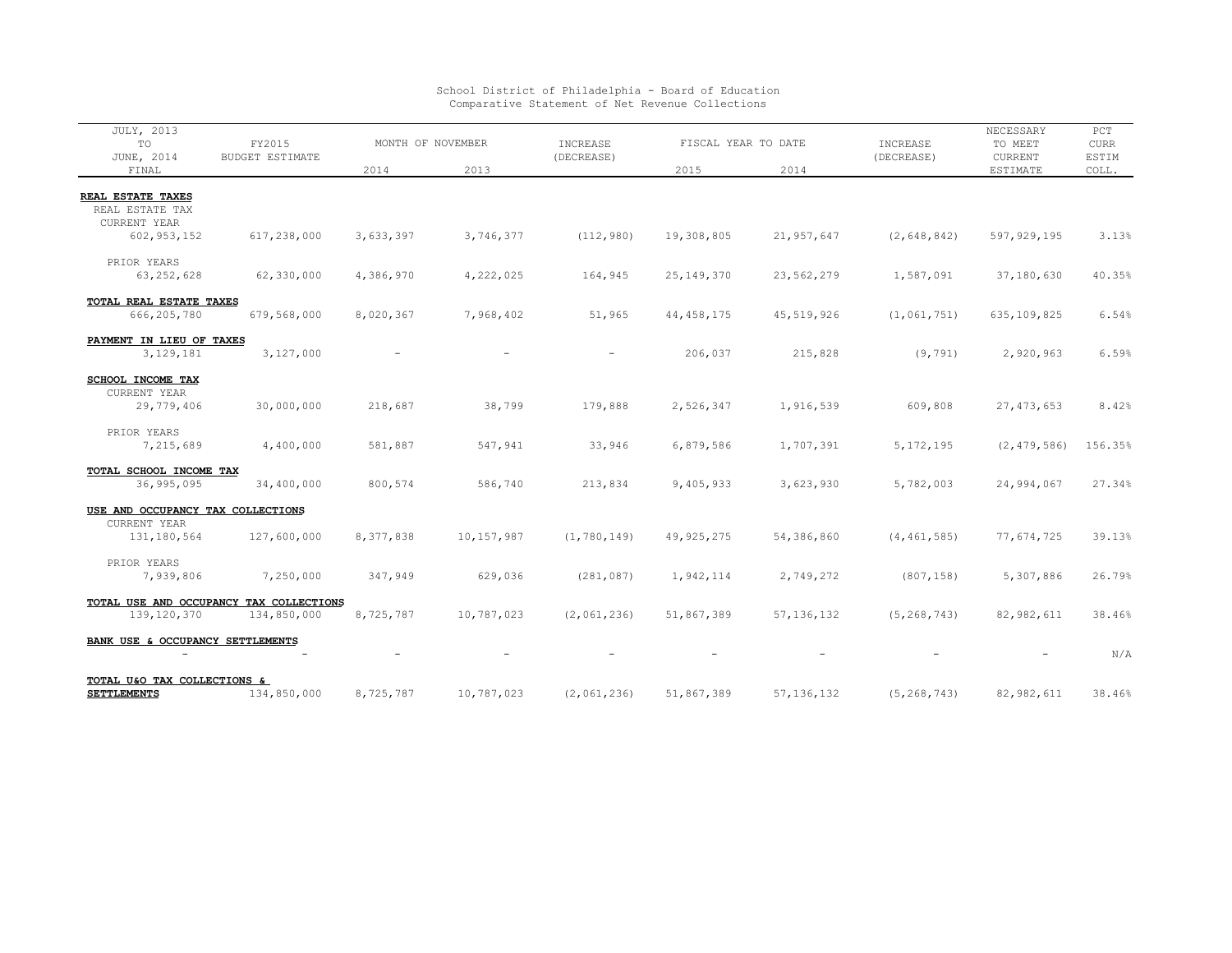School District of Philadelphia - Board of Education
Comparative Statement of Net Revenue Collections

| JULY, 2013 TO JUNE, 2014 FINAL | FY2015 BUDGET ESTIMATE | MONTH OF NOVEMBER 2014 | MONTH OF NOVEMBER 2013 | INCREASE (DECREASE) | FISCAL YEAR TO DATE 2015 | FISCAL YEAR TO DATE 2014 | INCREASE (DECREASE) | NECESSARY TO MEET CURRENT ESTIMATE | PCT CURR ESTIM COLL. |
|---|---|---|---|---|---|---|---|---|---|
| **REAL ESTATE TAXES** | | | | | | | | | |
| REAL ESTATE TAX | | | | | | | | | |
| CURRENT YEAR | | | | | | | | | |
| 602,953,152 | 617,238,000 | 3,633,397 | 3,746,377 | (112,980) | 19,308,805 | 21,957,647 | (2,648,842) | 597,929,195 | 3.13% |
| PRIOR YEARS | | | | | | | | | |
| 63,252,628 | 62,330,000 | 4,386,970 | 4,222,025 | 164,945 | 25,149,370 | 23,562,279 | 1,587,091 | 37,180,630 | 40.35% |
| **TOTAL REAL ESTATE TAXES** | | | | | | | | | |
| 666,205,780 | 679,568,000 | 8,020,367 | 7,968,402 | 51,965 | 44,458,175 | 45,519,926 | (1,061,751) | 635,109,825 | 6.54% |
| **PAYMENT IN LIEU OF TAXES** | | | | | | | | | |
| 3,129,181 | 3,127,000 | - | - | - | 206,037 | 215,828 | (9,791) | 2,920,963 | 6.59% |
| **SCHOOL INCOME TAX** | | | | | | | | | |
| CURRENT YEAR | | | | | | | | | |
| 29,779,406 | 30,000,000 | 218,687 | 38,799 | 179,888 | 2,526,347 | 1,916,539 | 609,808 | 27,473,653 | 8.42% |
| PRIOR YEARS | | | | | | | | | |
| 7,215,689 | 4,400,000 | 581,887 | 547,941 | 33,946 | 6,879,586 | 1,707,391 | 5,172,195 | (2,479,586) | 156.35% |
| **TOTAL SCHOOL INCOME TAX** | | | | | | | | | |
| 36,995,095 | 34,400,000 | 800,574 | 586,740 | 213,834 | 9,405,933 | 3,623,930 | 5,782,003 | 24,994,067 | 27.34% |
| **USE AND OCCUPANCY TAX COLLECTIONS** | | | | | | | | | |
| CURRENT YEAR | | | | | | | | | |
| 131,180,564 | 127,600,000 | 8,377,838 | 10,157,987 | (1,780,149) | 49,925,275 | 54,386,860 | (4,461,585) | 77,674,725 | 39.13% |
| PRIOR YEARS | | | | | | | | | |
| 7,939,806 | 7,250,000 | 347,949 | 629,036 | (281,087) | 1,942,114 | 2,749,272 | (807,158) | 5,307,886 | 26.79% |
| **TOTAL USE AND OCCUPANCY TAX COLLECTIONS** | | | | | | | | | |
| 139,120,370 | 134,850,000 | 8,725,787 | 10,787,023 | (2,061,236) | 51,867,389 | 57,136,132 | (5,268,743) | 82,982,611 | 38.46% |
| **BANK USE & OCCUPANCY SETTLEMENTS** | | | | | | | | | |
| - | - | - | - | - | - | - | - | - | N/A |
| **TOTAL U&O TAX COLLECTIONS & SETTLEMENTS** | 134,850,000 | 8,725,787 | 10,787,023 | (2,061,236) | 51,867,389 | 57,136,132 | (5,268,743) | 82,982,611 | 38.46% |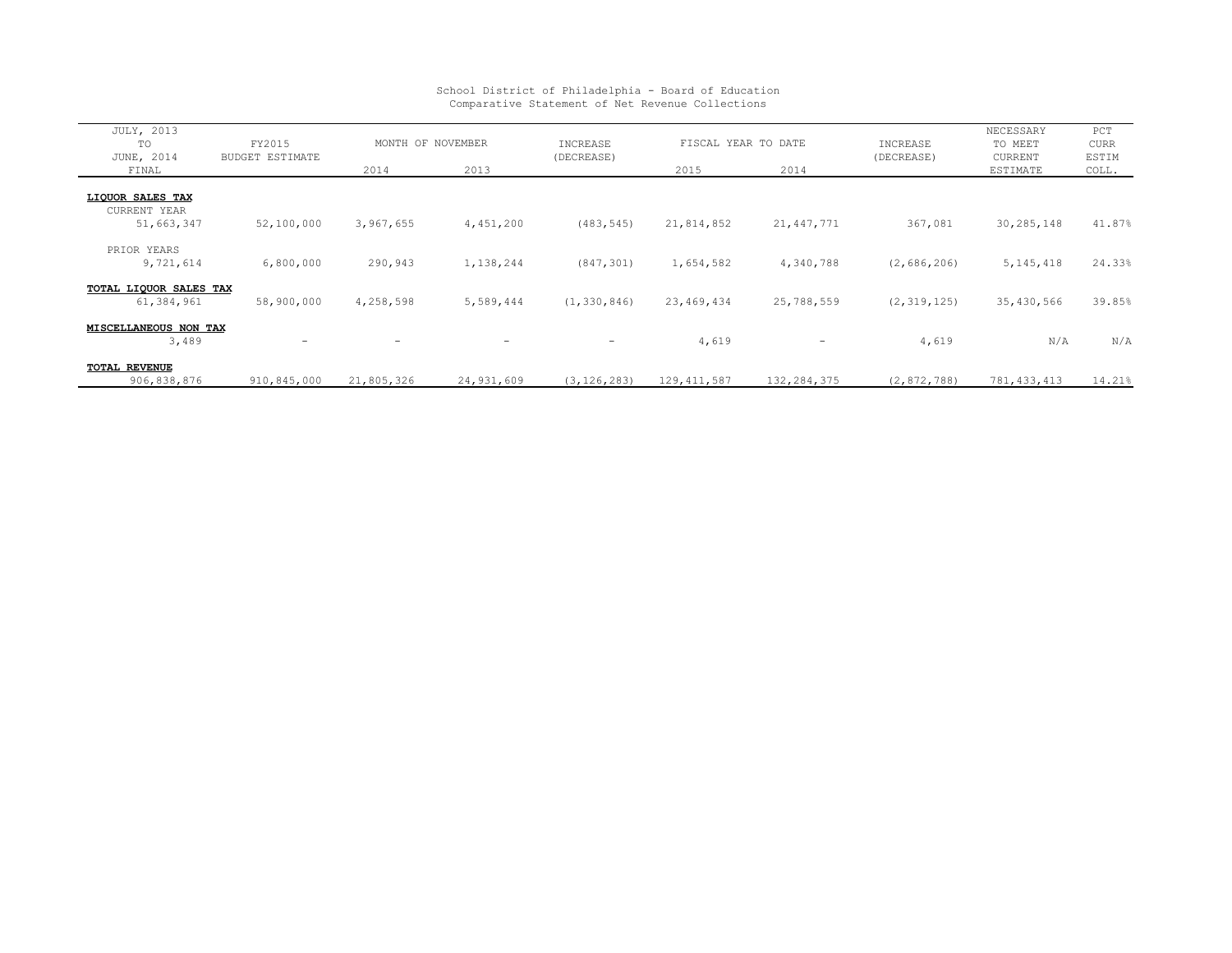School District of Philadelphia - Board of Education
Comparative Statement of Net Revenue Collections

| JULY, 2013 TO JUNE, 2014 FINAL | FY2015 BUDGET ESTIMATE | MONTH OF NOVEMBER | | INCREASE (DECREASE) | FISCAL YEAR TO DATE | | INCREASE (DECREASE) | NECESSARY TO MEET CURRENT ESTIMATE | PCT CURR ESTIM COLL. |
|---|---|---|---|---|---|---|---|---|---|
| | | 2014 | 2013 | | 2015 | 2014 | | | |
| **LIQUOR SALES TAX** | | | | | | | | | |
| CURRENT YEAR | | | | | | | | | |
| 51,663,347 | 52,100,000 | 3,967,655 | 4,451,200 | (483,545) | 21,814,852 | 21,447,771 | 367,081 | 30,285,148 | 41.87% |
| PRIOR YEARS | | | | | | | | | |
| 9,721,614 | 6,800,000 | 290,943 | 1,138,244 | (847,301) | 1,654,582 | 4,340,788 | (2,686,206) | 5,145,418 | 24.33% |
| **TOTAL LIQUOR SALES TAX** | | | | | | | | | |
| 61,384,961 | 58,900,000 | 4,258,598 | 5,589,444 | (1,330,846) | 23,469,434 | 25,788,559 | (2,319,125) | 35,430,566 | 39.85% |
| **MISCELLANEOUS NON TAX** | | | | | | | | | |
| 3,489 | - | - | - | - | 4,619 | - | 4,619 | N/A | N/A |
| **TOTAL REVENUE** | | | | | | | | | |
| 906,838,876 | 910,845,000 | 21,805,326 | 24,931,609 | (3,126,283) | 129,411,587 | 132,284,375 | (2,872,788) | 781,433,413 | 14.21% |